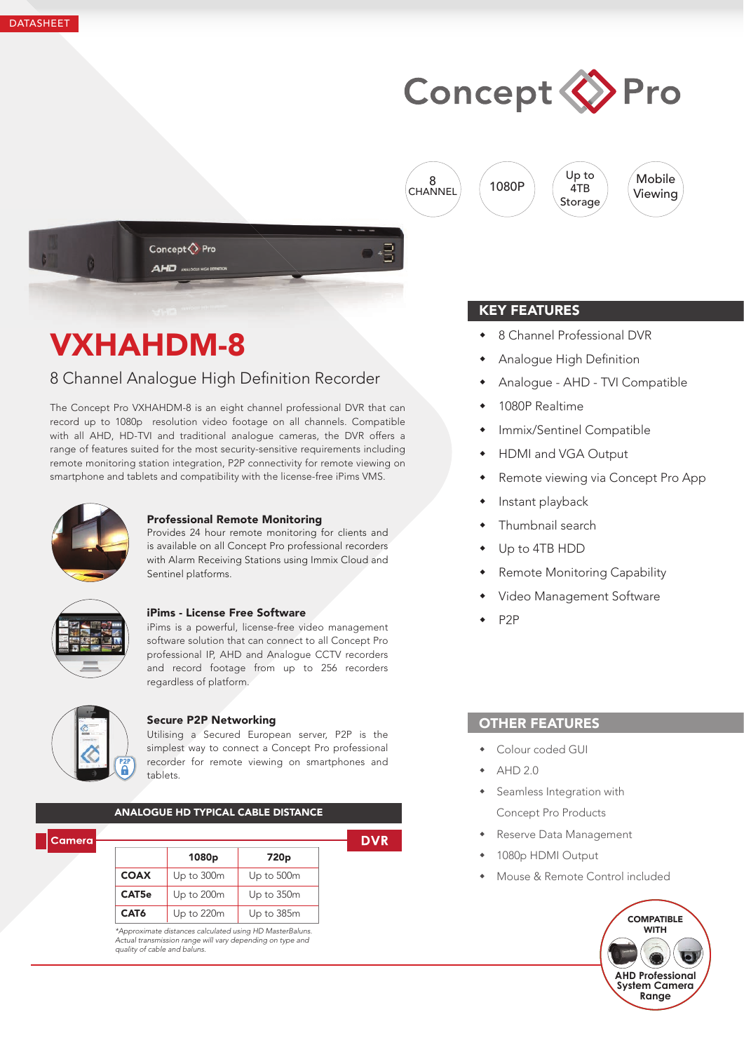DATASHEET

Concept Pro

8 CHANNEL | 1080P | Up to 4TB Storage | Mobile Viewing

# VXHAHDM-8

## 8 Channel Analogue High Definition Recorder

The Concept Pro VXHAHDM-8 is an eight channel professional DVR that can record up to 1080p resolution video footage on all channels. Compatible with all AHD, HD-TVI and traditional analogue cameras, the DVR offers a range of features suited for the most security-sensitive requirements including remote monitoring station integration, P2P connectivity for remote viewing on smartphone and tablets and compatibility with the license-free iPims VMS.

### Professional Remote Monitoring

Provides 24 hour remote monitoring for clients and is available on all Concept Pro professional recorders with Alarm Receiving Stations using Immix Cloud and Sentinel platforms.

### iPims - License Free Software

iPims is a powerful, license-free video management software solution that can connect to all Concept Pro professional IP, AHD and Analogue CCTV recorders and record footage from up to 256 recorders regardless of platform.

### Secure P2P Networking

Utilising a Secured European server, P2P is the simplest way to connect a Concept Pro professional recorder for remote viewing on smartphones and tablets.

### ANALOGUE HD TYPICAL CABLE DISTANCE

Camera → DVR

| | 1080p | 720p |
|---|---|---|
| COAX | Up to 300m | Up to 500m |
| CAT5e | Up to 200m | Up to 350m |
| CAT6 | Up to 220m | Up to 385m |

*\*Approximate distances calculated using HD MasterBaluns. Actual transmission range will vary depending on type and quality of cable and baluns.*

## KEY FEATURES

- 8 Channel Professional DVR
- Analogue High Definition
- Analogue - AHD - TVI Compatible
- 1080P Realtime
- Immix/Sentinel Compatible
- HDMI and VGA Output
- Remote viewing via Concept Pro App
- Instant playback
- Thumbnail search
- Up to 4TB HDD
- Remote Monitoring Capability
- Video Management Software
- P2P

## OTHER FEATURES

- Colour coded GUI
- AHD 2.0
- Seamless Integration with Concept Pro Products
- Reserve Data Management
- 1080p HDMI Output
- Mouse & Remote Control included

COMPATIBLE WITH AHD Professional System Camera Range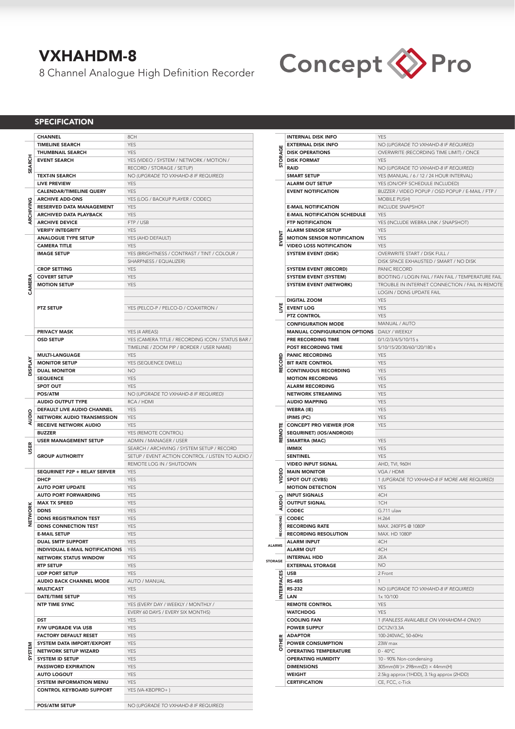# VXHAHDM-8

8 Channel Analogue High Definition Recorder

Concept Pro

## SPECIFICATION

| Category | Feature | Value |
|---|---|---|
| | CHANNEL | 8CH |
| SEARCH | TIMELINE SEARCH | YES |
| | THUMBNAIL SEARCH | YES |
| | EVENT SEARCH | YES (VIDEO / SYSTEM / NETWORK / MOTION / RECORD / STORAGE / SETUP) |
| | TEXT-IN SEARCH | NO *(UPGRADE TO VXHAHD-8 IF REQUIRED)* |
| | LIVE PREVIEW | YES |
| ARCHIVING | CALENDAR/TIMELINE QUERY | YES |
| | ARCHIVE ADD-ONS | YES (LOG / BACKUP PLAYER / CODEC) |
| | RESERVED DATA MANAGEMENT | YES |
| | ARCHIVED DATA PLAYBACK | YES |
| | ARCHIVE DEVICE | FTP / USB |
| | VERIFY INTEGRITY | YES |
| CAMERA | ANALOGUE TYPE SETUP | YES (AHD DEFAULT) |
| | CAMERA TITLE | YES |
| | IMAGE SETUP | YES (BRIGHTNESS / CONTRAST / TINT / COLOUR / SHARPNESS / EQUALIZER) |
| | CROP SETTING | YES |
| | COVERT SETUP | YES |
| | MOTION SETUP | YES |
| | PTZ SETUP | YES (PELCO-P / PELCO-D / COAXITRON / |
| | PRIVACY MASK | YES (4 AREAS) |
| DISPLAY | OSD SETUP | YES (CAMERA TITLE / RECORDING ICON / STATUS BAR / TIMELINE / ZOOM PIP / BORDER / USER NAME) |
| | MULTI-LANGUAGE | YES |
| | MONITOR SETUP | YES (SEQUENCE DWELL) |
| | DUAL MONITOR | NO |
| | SEQUENCE | YES |
| | SPOT OUT | YES |
| | POS/ATM | NO *(UPGRADE TO VXHAHD-8 IF REQUIRED)* |
| AUDIO | AUDIO OUTPUT TYPE | RCA / HDMI |
| | DEFAULT LIVE AUDIO CHANNEL | YES |
| | NETWORK AUDIO TRANSMISSION | YES |
| | RECEIVE NETWORK AUDIO | YES |
| | BUZZER | YES (REMOTE CONTROL) |
| USER | USER MANAGEMENT SETUP | ADMIN / MANAGER / USER |
| | GROUP AUTHORITY | SEARCH / ARCHIVING / SYSTEM SETUP / RECORD SETUP / EVENT ACTION CONTROL / LISTEN TO AUDIO / REMOTE LOG IN / SHUTDOWN |
| NETWORK | SEQURINET P2P + RELAY SERVER | YES |
| | DHCP | YES |
| | AUTO PORT UPDATE | YES |
| | AUTO PORT FORWARDING | YES |
| | MAX TX SPEED | YES |
| | DDNS | YES |
| | DDNS REGISTRATION TEST | YES |
| | DDNS CONNECTION TEST | YES |
| | E-MAIL SETUP | YES |
| | DUAL SMTP SUPPORT | YES |
| | INDIVIDUAL E-MAIL NOTIFICATIONS | YES |
| | NETWORK STATUS WINDOW | YES |
| | RTP SETUP | YES |
| | UDP PORT SETUP | YES |
| | AUDIO BACK CHANNEL MODE | AUTO / MANUAL |
| | MULTICAST | YES |
| SYSTEM | DATE/TIME SETUP | YES |
| | NTP TIME SYNC | YES (EVERY DAY / WEEKLY / MONTHLY / EVERY 60 DAYS / EVERY SIX MONTHS) |
| | DST | YES |
| | F/W UPGRADE VIA USB | YES |
| | FACTORY DEFAULT RESET | YES |
| | SYSTEM DATA IMPORT/EXPORT | YES |
| | NETWORK SETUP WIZARD | YES |
| | SYSTEM ID SETUP | YES |
| | PASSWORD EXPIRATION | YES |
| | AUTO LOGOUT | YES |
| | SYSTEM INFORMATION MENU | YES |
| | CONTROL KEYBOARD SUPPORT | YES (VA-KBDPRO+ ) |
| | POS/ATM SETUP | NO *(UPGRADE TO VXHAHD-8 IF REQUIRED)* |

| Category | Feature | Value |
|---|---|---|
| STORAGE | INTERNAL DISK INFO | YES |
| | EXTERNAL DISK INFO | NO *(UPGRADE TO VXHAHD-8 IF REQUIRED)* |
| | DISK OPERATIONS | OVERWRITE (RECORDING TIME LIMIT) / ONCE |
| | DISK FORMAT | YES |
| | RAID | NO *(UPGRADE TO VXHAHD-8 IF REQUIRED)* |
| | SMART SETUP | YES (MANUAL / 6 / 12 / 24 HOUR INTERVAL) |
| EVENT | ALARM OUT SETUP | YES (ON/OFF SCHEDULE INCLUDED) |
| | EVENT NOTIFICATION | BUZZER / VIDEO POPUP / OSD POPUP / E-MAIL / FTP / MOBILE PUSH) |
| | E-MAIL NOTIFICATION | INCLUDE SNAPSHOT |
| | E-MAIL NOTIFICATION SCHEDULE | YES |
| | FTP NOTIFICATION | YES (INCLUDE WEBRA LINK / SNAPSHOT) |
| | ALARM SENSOR SETUP | YES |
| | MOTION SENSOR NOTIFICATION | YES |
| | VIDEO LOSS NOTIFICATION | YES |
| | SYSTEM EVENT (DISK) | OVERWRITE START / DISK FULL / DISK SPACE EXHAUSTED / SMART / NO DISK |
| | SYSTEM EVENT (RECORD) | PANIC RECORD |
| | SYSTEM EVENT (SYSTEM) | BOOTING / LOGIN FAIL / FAN FAIL / TEMPERATURE FAIL |
| | SYSTEM EVENT (NETWORK) | TROUBLE IN INTERNET CONNECTION / FAIL IN REMOTE LOGIN / DDNS UPDATE FAIL |
| LIVE | DIGITAL ZOOM | YES |
| | EVENT LOG | YES |
| | PTZ CONTROL | YES |
| RECORD | CONFIGURATION MODE | MANUAL / AUTO |
| | MANUAL CONFIGURATION OPTIONS | DAILY / WEEKLY |
| | PRE RECORDING TIME | 0/1/2/3/4/5/10/15 s |
| | POST RECORDING TIME | 5/10/15/20/30/60/120/180 s |
| | PANIC RECORDING | YES |
| | BIT RATE CONTROL | YES |
| | CONTINUOUS RECORDING | YES |
| | MOTION RECORDING | YES |
| | ALARM RECORDING | YES |
| | NETWORK STREAMING | YES |
| | AUDIO MAPPING | YES |
| REMOTE | WEBRA (IE) | YES |
| | IPIMS (PC) | YES |
| | CONCEPT PRO VIEWER (FOR SEQURINET) (IOS/ANDROID) | YES |
| | SMARTRA (MAC) | YES |
| | IMMIX | YES |
| | SENTINEL | YES |
| VIDEO | VIDEO INPUT SIGNAL | AHD, TVI, 960H |
| | MAIN MONITOR | VGA / HDMI |
| | SPOT OUT (CVBS) | 1 *(UPGRADE TO VXHAHD-8 IF MORE ARE REQUIRED)* |
| | MOTION DETECTION | YES |
| AUDIO | INPUT SIGNALS | 4CH |
| | OUTPUT SIGNAL | 1CH |
| | CODEC | G.711 ulaw |
| RECORDING | CODEC | H.264 |
| | RECORDING RATE | MAX. 240FPS @ 1080P |
| | RECORDING RESOLUTION | MAX. HD 1080P |
| ALARMS | ALARM INPUT | 4CH |
| | ALARM OUT | 4CH |
| STORAGE | INTERNAL HDD | 2EA |
| | EXTERNAL STORAGE | NO |
| INTERFACES | USB | 2 Front |
| | RS-485 | 1 |
| | RS-232 | NO *(UPGRADE TO VXHAHD-8 IF REQUIRED)* |
| | LAN | 1x 10/100 |
| OTHER | REMOTE CONTROL | YES |
| | WATCHDOG | YES |
| | COOLING FAN | 1 *(FANLESS AVAILABLE ON VXHAHDM-4 ONLY)* |
| | POWER SUPPLY | DC12V/3.3A |
| | ADAPTOR | 100-240VAC, 50-60Hz |
| | POWER CONSUMPTION | 23W max |
| | OPERATING TEMPERATURE | 0 - 40°C |
| | OPERATING HUMIDITY | 10 - 90% Non-condensing |
| | DIMENSIONS | 305mm(W )× 298mm(D) × 44mm(H) |
| | WEIGHT | 2.5kg approx (1HDD), 3.1kg approx (2HDD) |
| | CERTIFICATION | CE, FCC, c-Tick |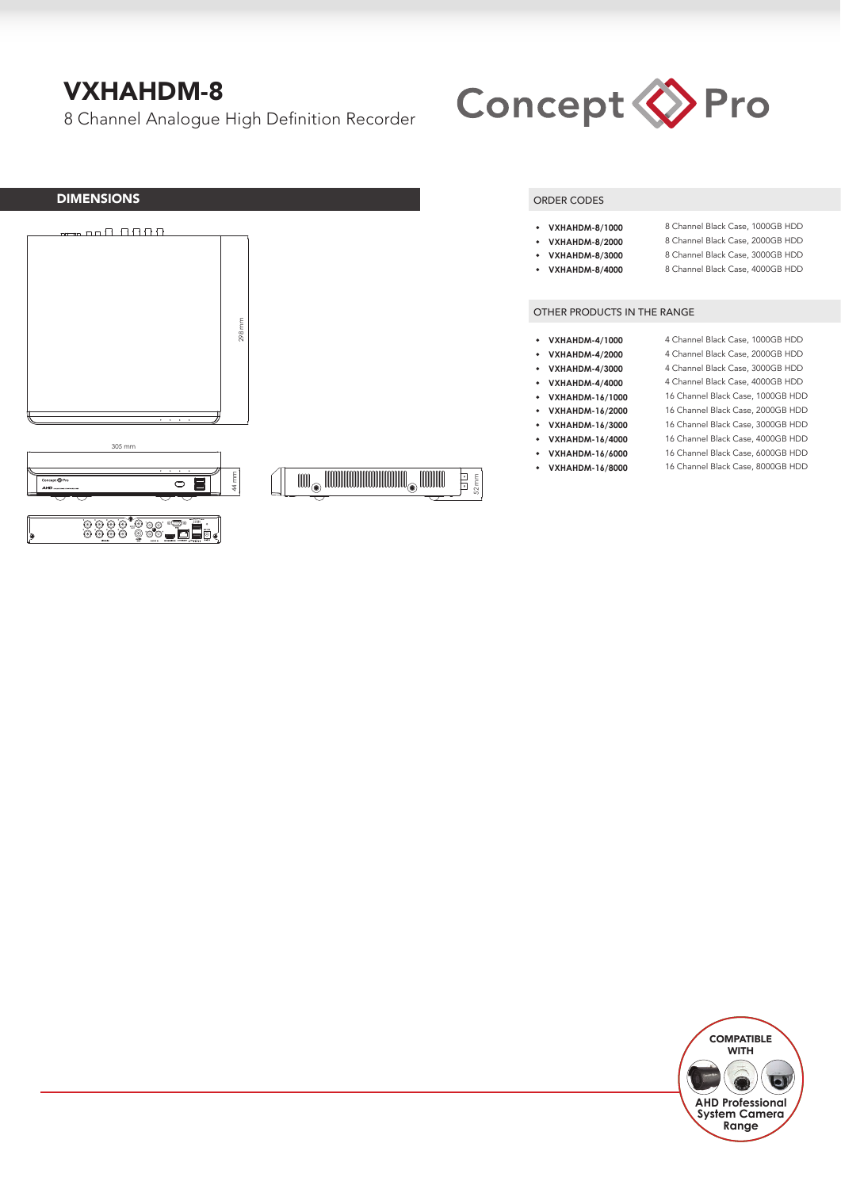# VXHAHDM-8

8 Channel Analogue High Definition Recorder

Concept Pro

## DIMENSIONS

298 mm

305 mm

44 mm

52 mm

## ORDER CODES

- **VXHAHDM-8/1000** 8 Channel Black Case, 1000GB HDD
- **VXHAHDM-8/2000** 8 Channel Black Case, 2000GB HDD
- **VXHAHDM-8/3000** 8 Channel Black Case, 3000GB HDD
- **VXHAHDM-8/4000** 8 Channel Black Case, 4000GB HDD

## OTHER PRODUCTS IN THE RANGE

- **VXHAHDM-4/1000** 4 Channel Black Case, 1000GB HDD
- **VXHAHDM-4/2000** 4 Channel Black Case, 2000GB HDD
- **VXHAHDM-4/3000** 4 Channel Black Case, 3000GB HDD
- **VXHAHDM-4/4000** 4 Channel Black Case, 4000GB HDD
- **VXHAHDM-16/1000** 16 Channel Black Case, 1000GB HDD
- **VXHAHDM-16/2000** 16 Channel Black Case, 2000GB HDD
- **VXHAHDM-16/3000** 16 Channel Black Case, 3000GB HDD
- **VXHAHDM-16/4000** 16 Channel Black Case, 4000GB HDD
- **VXHAHDM-16/6000** 16 Channel Black Case, 6000GB HDD
- **VXHAHDM-16/8000** 16 Channel Black Case, 8000GB HDD

COMPATIBLE WITH

AHD Professional System Camera Range